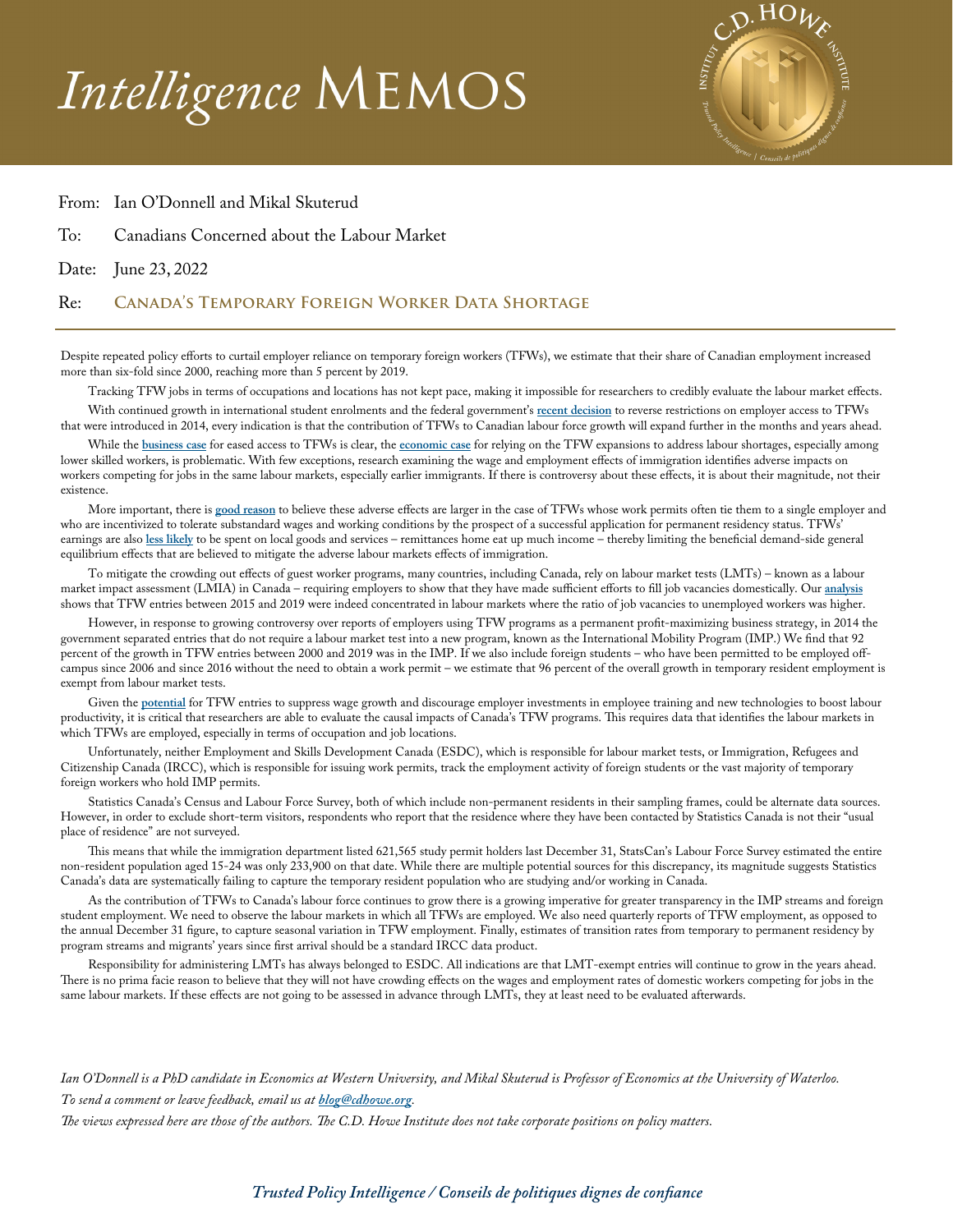# *Intelligence* MEMOS

From: Ian O'Donnell and Mikal Skuterud

To: Canadians Concerned about the Labour Market

Date: June 23, 2022

Re: **Canada's Temporary Foreign Worker Data Shortage**

---

Despite repeated policy efforts to curtail employer reliance on temporary foreign workers (TFWs), we estimate that their share of Canadian employment increased more than six-fold since 2000, reaching more than 5 percent by 2019.

Tracking TFW jobs in terms of occupations and locations has not kept pace, making it impossible for researchers to credibly evaluate the labour market effects.

With continued growth in international student enrolments and the federal government's **recent decision** to reverse restrictions on employer access to TFWs that were introduced in 2014, every indication is that the contribution of TFWs to Canadian labour force growth will expand further in the months and years ahead.

While the **business case** for eased access to TFWs is clear, the **economic case** for relying on the TFW expansions to address labour shortages, especially among lower skilled workers, is problematic. With few exceptions, research examining the wage and employment effects of immigration identifies adverse impacts on workers competing for jobs in the same labour markets, especially earlier immigrants. If there is controversy about these effects, it is about their magnitude, not their existence.

More important, there is **good reason** to believe these adverse effects are larger in the case of TFWs whose work permits often tie them to a single employer and who are incentivized to tolerate substandard wages and working conditions by the prospect of a successful application for permanent residency status. TFWs' earnings are also **less likely** to be spent on local goods and services – remittances home eat up much income – thereby limiting the beneficial demand-side general equilibrium effects that are believed to mitigate the adverse labour markets effects of immigration.

To mitigate the crowding out effects of guest worker programs, many countries, including Canada, rely on labour market tests (LMTs) – known as a labour market impact assessment (LMIA) in Canada – requiring employers to show that they have made sufficient efforts to fill job vacancies domestically. Our **analysis** shows that TFW entries between 2015 and 2019 were indeed concentrated in labour markets where the ratio of job vacancies to unemployed workers was higher.

However, in response to growing controversy over reports of employers using TFW programs as a permanent profit-maximizing business strategy, in 2014 the government separated entries that do not require a labour market test into a new program, known as the International Mobility Program (IMP.) We find that 92 percent of the growth in TFW entries between 2000 and 2019 was in the IMP. If we also include foreign students – who have been permitted to be employed off-campus since 2006 and since 2016 without the need to obtain a work permit – we estimate that 96 percent of the overall growth in temporary resident employment is exempt from labour market tests.

Given the **potential** for TFW entries to suppress wage growth and discourage employer investments in employee training and new technologies to boost labour productivity, it is critical that researchers are able to evaluate the causal impacts of Canada's TFW programs. This requires data that identifies the labour markets in which TFWs are employed, especially in terms of occupation and job locations.

Unfortunately, neither Employment and Skills Development Canada (ESDC), which is responsible for labour market tests, or Immigration, Refugees and Citizenship Canada (IRCC), which is responsible for issuing work permits, track the employment activity of foreign students or the vast majority of temporary foreign workers who hold IMP permits.

Statistics Canada's Census and Labour Force Survey, both of which include non-permanent residents in their sampling frames, could be alternate data sources. However, in order to exclude short-term visitors, respondents who report that the residence where they have been contacted by Statistics Canada is not their "usual place of residence" are not surveyed.

This means that while the immigration department listed 621,565 study permit holders last December 31, StatsCan's Labour Force Survey estimated the entire non-resident population aged 15-24 was only 233,900 on that date. While there are multiple potential sources for this discrepancy, its magnitude suggests Statistics Canada's data are systematically failing to capture the temporary resident population who are studying and/or working in Canada.

As the contribution of TFWs to Canada's labour force continues to grow there is a growing imperative for greater transparency in the IMP streams and foreign student employment. We need to observe the labour markets in which all TFWs are employed. We also need quarterly reports of TFW employment, as opposed to the annual December 31 figure, to capture seasonal variation in TFW employment. Finally, estimates of transition rates from temporary to permanent residency by program streams and migrants' years since first arrival should be a standard IRCC data product.

Responsibility for administering LMTs has always belonged to ESDC. All indications are that LMT-exempt entries will continue to grow in the years ahead. There is no prima facie reason to believe that they will not have crowding effects on the wages and employment rates of domestic workers competing for jobs in the same labour markets. If these effects are not going to be assessed in advance through LMTs, they at least need to be evaluated afterwards.

*Ian O'Donnell is a PhD candidate in Economics at Western University, and Mikal Skuterud is Professor of Economics at the University of Waterloo.*

*To send a comment or leave feedback, email us at **blog@cdhowe.org**.*

*The views expressed here are those of the authors. The C.D. Howe Institute does not take corporate positions on policy matters.*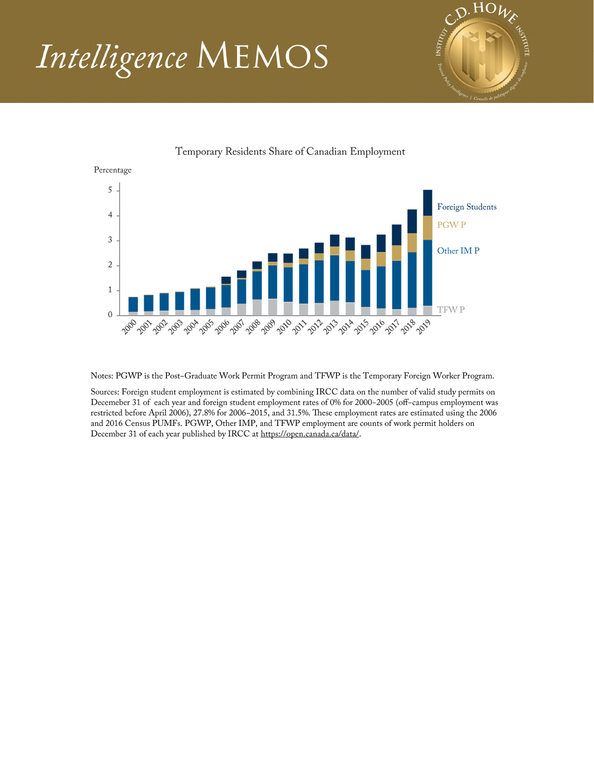Temporary Residents Share of Canadian Employment

Percentage

5
4
3
2
1
0

2000 2001 2002 2003 2004 2005 2006 2007 2008 2009 2010 2011 2012 2013 2014 2015 2016 2017 2018 2019

Foreign Students
PGW P
Other IM P
TFW P

Notes: PGWP is the Post-Graduate Work Permit Program and TFWP is the Temporary Foreign Worker Program.

Sources: Foreign student employment is estimated by combining IRCC data on the number of valid study permits on Decemeber 31 of each year and foreign student employment rates of 0% for 2000-2005 (off-campus employment was restricted before April 2006), 27.8% for 2006-2015, and 31.5%. These employment rates are estimated using the 2006 and 2016 Census PUMFs. PGWP, Other IMP, and TFWP employment are counts of work permit holders on December 31 of each year published by IRCC at https://open.canada.ca/data/.